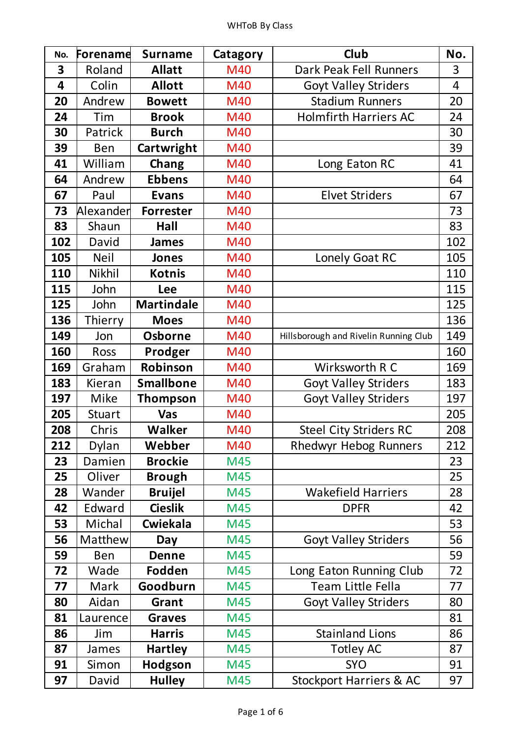| No. | Forename | Surname | Catagory | Club | No. |
|---|---|---|---|---|---|
| 3 | Roland | **Allatt** | M40 | Dark Peak Fell Runners | 3 |
| 4 | Colin | **Allott** | M40 | Goyt Valley Striders | 4 |
| 20 | Andrew | **Bowett** | M40 | Stadium Runners | 20 |
| 24 | Tim | **Brook** | M40 | Holmfirth Harriers AC | 24 |
| 30 | Patrick | **Burch** | M40 | | 30 |
| 39 | Ben | **Cartwright** | M40 | | 39 |
| 41 | William | **Chang** | M40 | Long Eaton RC | 41 |
| 64 | Andrew | **Ebbens** | M40 | | 64 |
| 67 | Paul | **Evans** | M40 | Elvet Striders | 67 |
| 73 | Alexander | **Forrester** | M40 | | 73 |
| 83 | Shaun | **Hall** | M40 | | 83 |
| 102 | David | **James** | M40 | | 102 |
| 105 | Neil | **Jones** | M40 | Lonely Goat RC | 105 |
| 110 | Nikhil | **Kotnis** | M40 | | 110 |
| 115 | John | **Lee** | M40 | | 115 |
| 125 | John | **Martindale** | M40 | | 125 |
| 136 | Thierry | **Moes** | M40 | | 136 |
| 149 | Jon | **Osborne** | M40 | Hillsborough and Rivelin Running Club | 149 |
| 160 | Ross | **Prodger** | M40 | | 160 |
| 169 | Graham | **Robinson** | M40 | Wirksworth R C | 169 |
| 183 | Kieran | **Smallbone** | M40 | Goyt Valley Striders | 183 |
| 197 | Mike | **Thompson** | M40 | Goyt Valley Striders | 197 |
| 205 | Stuart | **Vas** | M40 | | 205 |
| 208 | Chris | **Walker** | M40 | Steel City Striders RC | 208 |
| 212 | Dylan | **Webber** | M40 | Rhedwyr Hebog Runners | 212 |
| 23 | Damien | **Brockie** | M45 | | 23 |
| 25 | Oliver | **Brough** | M45 | | 25 |
| 28 | Wander | **Bruijel** | M45 | Wakefield Harriers | 28 |
| 42 | Edward | **Cieslik** | M45 | DPFR | 42 |
| 53 | Michal | **Cwiekala** | M45 | | 53 |
| 56 | Matthew | **Day** | M45 | Goyt Valley Striders | 56 |
| 59 | Ben | **Denne** | M45 | | 59 |
| 72 | Wade | **Fodden** | M45 | Long Eaton Running Club | 72 |
| 77 | Mark | **Goodburn** | M45 | Team Little Fella | 77 |
| 80 | Aidan | **Grant** | M45 | Goyt Valley Striders | 80 |
| 81 | Laurence | **Graves** | M45 | | 81 |
| 86 | Jim | **Harris** | M45 | Stainland Lions | 86 |
| 87 | James | **Hartley** | M45 | Totley AC | 87 |
| 91 | Simon | **Hodgson** | M45 | SYO | 91 |
| 97 | David | **Hulley** | M45 | Stockport Harriers & AC | 97 |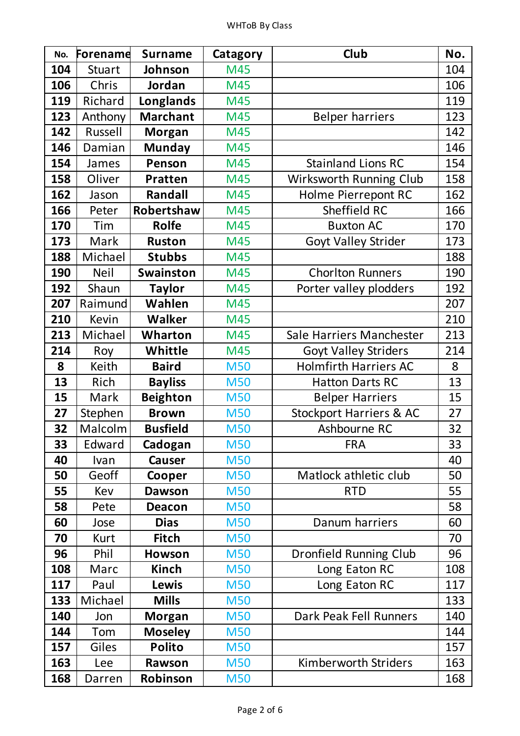| No. | Forename | Surname | Catagory | Club | No. |
|---|---|---|---|---|---|
| **104** | Stuart | **Johnson** | M45 | | 104 |
| **106** | Chris | **Jordan** | M45 | | 106 |
| **119** | Richard | **Longlands** | M45 | | 119 |
| **123** | Anthony | **Marchant** | M45 | Belper harriers | 123 |
| **142** | Russell | **Morgan** | M45 | | 142 |
| **146** | Damian | **Munday** | M45 | | 146 |
| **154** | James | **Penson** | M45 | Stainland Lions RC | 154 |
| **158** | Oliver | **Pratten** | M45 | Wirksworth Running Club | 158 |
| **162** | Jason | **Randall** | M45 | Holme Pierrepont RC | 162 |
| **166** | Peter | **Robertshaw** | M45 | Sheffield RC | 166 |
| **170** | Tim | **Rolfe** | M45 | Buxton AC | 170 |
| **173** | Mark | **Ruston** | M45 | Goyt Valley Strider | 173 |
| **188** | Michael | **Stubbs** | M45 | | 188 |
| **190** | Neil | **Swainston** | M45 | Chorlton Runners | 190 |
| **192** | Shaun | **Taylor** | M45 | Porter valley plodders | 192 |
| **207** | Raimund | **Wahlen** | M45 | | 207 |
| **210** | Kevin | **Walker** | M45 | | 210 |
| **213** | Michael | **Wharton** | M45 | Sale Harriers Manchester | 213 |
| **214** | Roy | **Whittle** | M45 | Goyt Valley Striders | 214 |
| **8** | Keith | **Baird** | M50 | Holmfirth Harriers AC | 8 |
| **13** | Rich | **Bayliss** | M50 | Hatton Darts RC | 13 |
| **15** | Mark | **Beighton** | M50 | Belper Harriers | 15 |
| **27** | Stephen | **Brown** | M50 | Stockport Harriers & AC | 27 |
| **32** | Malcolm | **Busfield** | M50 | Ashbourne RC | 32 |
| **33** | Edward | **Cadogan** | M50 | FRA | 33 |
| **40** | Ivan | **Causer** | M50 | | 40 |
| **50** | Geoff | **Cooper** | M50 | Matlock athletic club | 50 |
| **55** | Kev | **Dawson** | M50 | RTD | 55 |
| **58** | Pete | **Deacon** | M50 | | 58 |
| **60** | Jose | **Dias** | M50 | Danum harriers | 60 |
| **70** | Kurt | **Fitch** | M50 | | 70 |
| **96** | Phil | **Howson** | M50 | Dronfield Running Club | 96 |
| **108** | Marc | **Kinch** | M50 | Long Eaton RC | 108 |
| **117** | Paul | **Lewis** | M50 | Long Eaton RC | 117 |
| **133** | Michael | **Mills** | M50 | | 133 |
| **140** | Jon | **Morgan** | M50 | Dark Peak Fell Runners | 140 |
| **144** | Tom | **Moseley** | M50 | | 144 |
| **157** | Giles | **Polito** | M50 | | 157 |
| **163** | Lee | **Rawson** | M50 | Kimberworth Striders | 163 |
| **168** | Darren | **Robinson** | M50 | | 168 |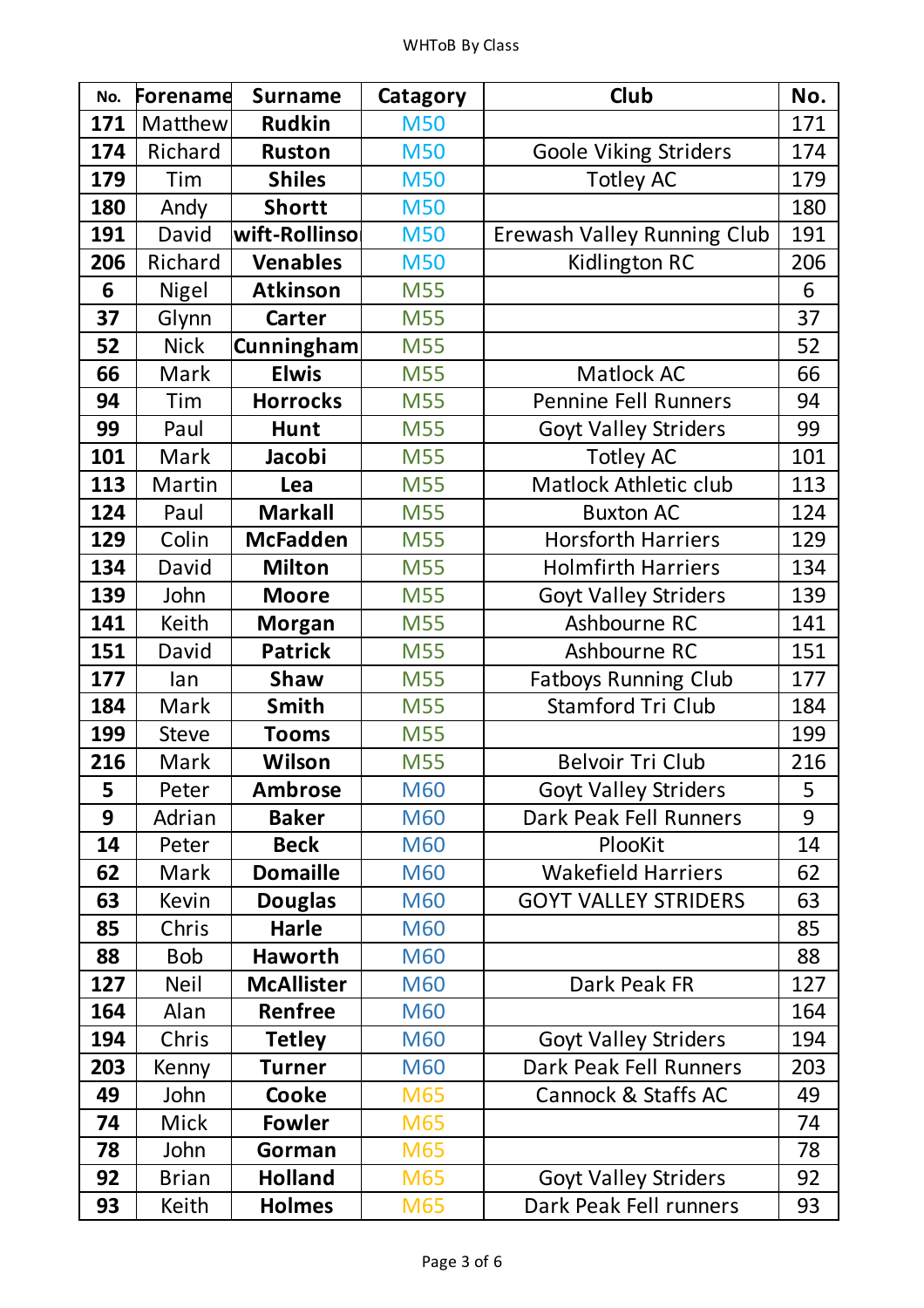| No. | Forename | Surname | Catagory | Club | No. |
|---|---|---|---|---|---|
| 171 | Matthew | Rudkin | M50 | | 171 |
| 174 | Richard | Ruston | M50 | Goole Viking Striders | 174 |
| 179 | Tim | Shiles | M50 | Totley AC | 179 |
| 180 | Andy | Shortt | M50 | | 180 |
| 191 | David | wift-Rollinso | M50 | Erewash Valley Running Club | 191 |
| 206 | Richard | Venables | M50 | Kidlington RC | 206 |
| 6 | Nigel | Atkinson | M55 | | 6 |
| 37 | Glynn | Carter | M55 | | 37 |
| 52 | Nick | Cunningham | M55 | | 52 |
| 66 | Mark | Elwis | M55 | Matlock AC | 66 |
| 94 | Tim | Horrocks | M55 | Pennine Fell Runners | 94 |
| 99 | Paul | Hunt | M55 | Goyt Valley Striders | 99 |
| 101 | Mark | Jacobi | M55 | Totley AC | 101 |
| 113 | Martin | Lea | M55 | Matlock Athletic club | 113 |
| 124 | Paul | Markall | M55 | Buxton AC | 124 |
| 129 | Colin | McFadden | M55 | Horsforth Harriers | 129 |
| 134 | David | Milton | M55 | Holmfirth Harriers | 134 |
| 139 | John | Moore | M55 | Goyt Valley Striders | 139 |
| 141 | Keith | Morgan | M55 | Ashbourne RC | 141 |
| 151 | David | Patrick | M55 | Ashbourne RC | 151 |
| 177 | Ian | Shaw | M55 | Fatboys Running Club | 177 |
| 184 | Mark | Smith | M55 | Stamford Tri Club | 184 |
| 199 | Steve | Tooms | M55 | | 199 |
| 216 | Mark | Wilson | M55 | Belvoir Tri Club | 216 |
| 5 | Peter | Ambrose | M60 | Goyt Valley Striders | 5 |
| 9 | Adrian | Baker | M60 | Dark Peak Fell Runners | 9 |
| 14 | Peter | Beck | M60 | PlooKit | 14 |
| 62 | Mark | Domaille | M60 | Wakefield Harriers | 62 |
| 63 | Kevin | Douglas | M60 | GOYT VALLEY STRIDERS | 63 |
| 85 | Chris | Harle | M60 | | 85 |
| 88 | Bob | Haworth | M60 | | 88 |
| 127 | Neil | McAllister | M60 | Dark Peak FR | 127 |
| 164 | Alan | Renfree | M60 | | 164 |
| 194 | Chris | Tetley | M60 | Goyt Valley Striders | 194 |
| 203 | Kenny | Turner | M60 | Dark Peak Fell Runners | 203 |
| 49 | John | Cooke | M65 | Cannock & Staffs AC | 49 |
| 74 | Mick | Fowler | M65 | | 74 |
| 78 | John | Gorman | M65 | | 78 |
| 92 | Brian | Holland | M65 | Goyt Valley Striders | 92 |
| 93 | Keith | Holmes | M65 | Dark Peak Fell runners | 93 |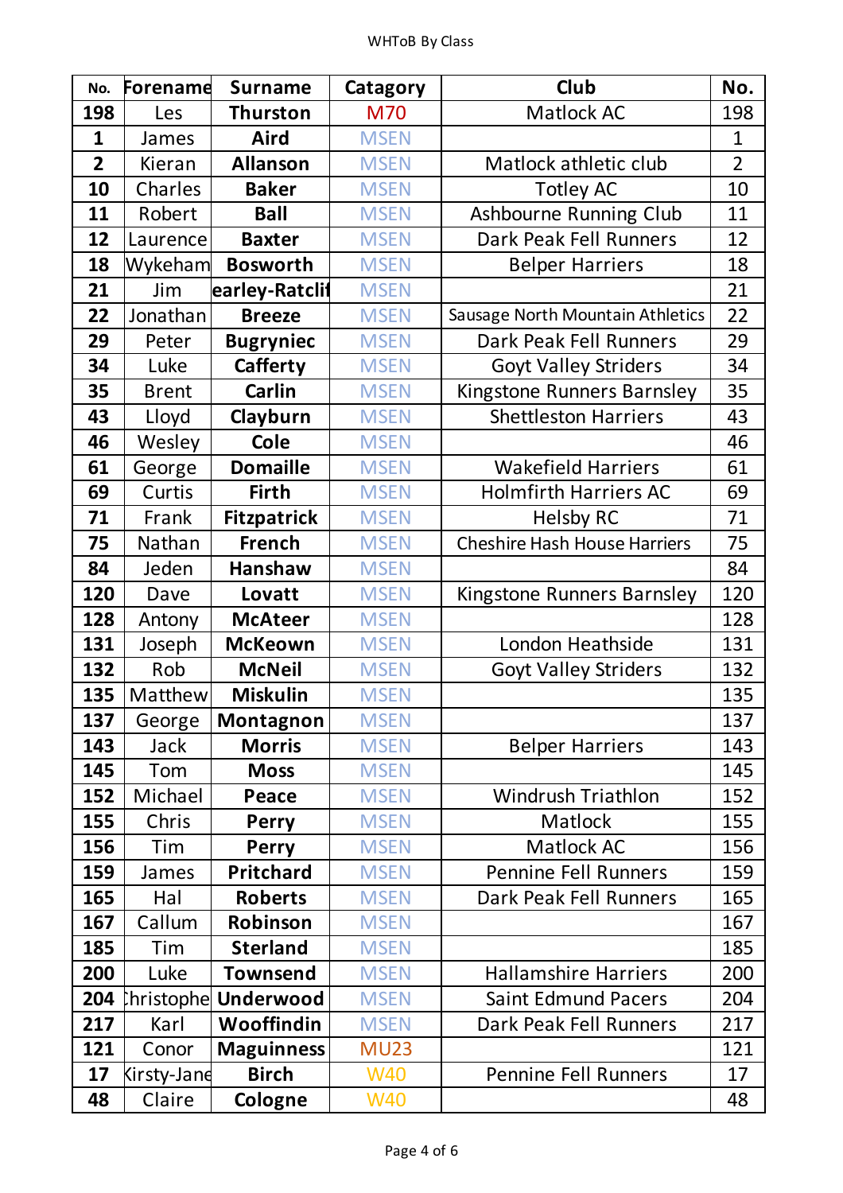| No. | Forename | Surname | Catagory | Club | No. |
|---|---|---|---|---|---|
| 198 | Les | Thurston | M70 | Matlock AC | 198 |
| 1 | James | Aird | MSEN | | 1 |
| 2 | Kieran | Allanson | MSEN | Matlock athletic club | 2 |
| 10 | Charles | Baker | MSEN | Totley AC | 10 |
| 11 | Robert | Ball | MSEN | Ashbourne Running Club | 11 |
| 12 | Laurence | Baxter | MSEN | Dark Peak Fell Runners | 12 |
| 18 | Wykeham | Bosworth | MSEN | Belper Harriers | 18 |
| 21 | Jim | earley-Ratclif | MSEN | | 21 |
| 22 | Jonathan | Breeze | MSEN | Sausage North Mountain Athletics | 22 |
| 29 | Peter | Bugryniec | MSEN | Dark Peak Fell Runners | 29 |
| 34 | Luke | Cafferty | MSEN | Goyt Valley Striders | 34 |
| 35 | Brent | Carlin | MSEN | Kingstone Runners Barnsley | 35 |
| 43 | Lloyd | Clayburn | MSEN | Shettleston Harriers | 43 |
| 46 | Wesley | Cole | MSEN | | 46 |
| 61 | George | Domaille | MSEN | Wakefield Harriers | 61 |
| 69 | Curtis | Firth | MSEN | Holmfirth Harriers AC | 69 |
| 71 | Frank | Fitzpatrick | MSEN | Helsby RC | 71 |
| 75 | Nathan | French | MSEN | Cheshire Hash House Harriers | 75 |
| 84 | Jeden | Hanshaw | MSEN | | 84 |
| 120 | Dave | Lovatt | MSEN | Kingstone Runners Barnsley | 120 |
| 128 | Antony | McAteer | MSEN | | 128 |
| 131 | Joseph | McKeown | MSEN | London Heathside | 131 |
| 132 | Rob | McNeil | MSEN | Goyt Valley Striders | 132 |
| 135 | Matthew | Miskulin | MSEN | | 135 |
| 137 | George | Montagnon | MSEN | | 137 |
| 143 | Jack | Morris | MSEN | Belper Harriers | 143 |
| 145 | Tom | Moss | MSEN | | 145 |
| 152 | Michael | Peace | MSEN | Windrush Triathlon | 152 |
| 155 | Chris | Perry | MSEN | Matlock | 155 |
| 156 | Tim | Perry | MSEN | Matlock AC | 156 |
| 159 | James | Pritchard | MSEN | Pennine Fell Runners | 159 |
| 165 | Hal | Roberts | MSEN | Dark Peak Fell Runners | 165 |
| 167 | Callum | Robinson | MSEN | | 167 |
| 185 | Tim | Sterland | MSEN | | 185 |
| 200 | Luke | Townsend | MSEN | Hallamshire Harriers | 200 |
| 204 | Christophe | Underwood | MSEN | Saint Edmund Pacers | 204 |
| 217 | Karl | Wooffindin | MSEN | Dark Peak Fell Runners | 217 |
| 121 | Conor | Maguinness | MU23 | | 121 |
| 17 | Kirsty-Jane | Birch | W40 | Pennine Fell Runners | 17 |
| 48 | Claire | Cologne | W40 | | 48 |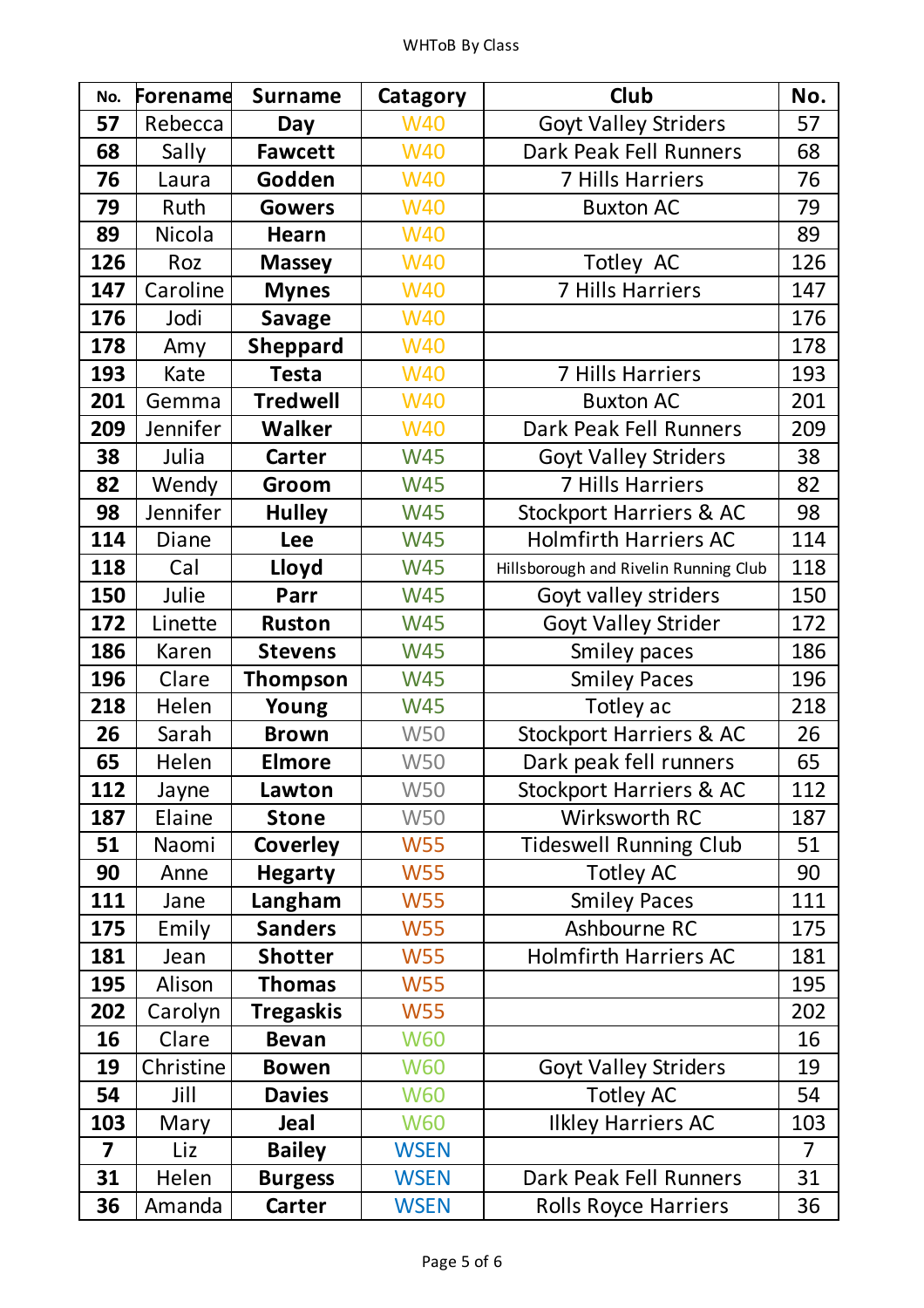| No. | Forename | Surname | Catagory | Club | No. |
|---|---|---|---|---|---|
| **57** | Rebecca | **Day** | W40 | Goyt Valley Striders | 57 |
| **68** | Sally | **Fawcett** | W40 | Dark Peak Fell Runners | 68 |
| **76** | Laura | **Godden** | W40 | 7 Hills Harriers | 76 |
| **79** | Ruth | **Gowers** | W40 | Buxton AC | 79 |
| **89** | Nicola | **Hearn** | W40 | | 89 |
| **126** | Roz | **Massey** | W40 | Totley AC | 126 |
| **147** | Caroline | **Mynes** | W40 | 7 Hills Harriers | 147 |
| **176** | Jodi | **Savage** | W40 | | 176 |
| **178** | Amy | **Sheppard** | W40 | | 178 |
| **193** | Kate | **Testa** | W40 | 7 Hills Harriers | 193 |
| **201** | Gemma | **Tredwell** | W40 | Buxton AC | 201 |
| **209** | Jennifer | **Walker** | W40 | Dark Peak Fell Runners | 209 |
| **38** | Julia | **Carter** | W45 | Goyt Valley Striders | 38 |
| **82** | Wendy | **Groom** | W45 | 7 Hills Harriers | 82 |
| **98** | Jennifer | **Hulley** | W45 | Stockport Harriers & AC | 98 |
| **114** | Diane | **Lee** | W45 | Holmfirth Harriers AC | 114 |
| **118** | Cal | **Lloyd** | W45 | Hillsborough and Rivelin Running Club | 118 |
| **150** | Julie | **Parr** | W45 | Goyt valley striders | 150 |
| **172** | Linette | **Ruston** | W45 | Goyt Valley Strider | 172 |
| **186** | Karen | **Stevens** | W45 | Smiley paces | 186 |
| **196** | Clare | **Thompson** | W45 | Smiley Paces | 196 |
| **218** | Helen | **Young** | W45 | Totley ac | 218 |
| **26** | Sarah | **Brown** | W50 | Stockport Harriers & AC | 26 |
| **65** | Helen | **Elmore** | W50 | Dark peak fell runners | 65 |
| **112** | Jayne | **Lawton** | W50 | Stockport Harriers & AC | 112 |
| **187** | Elaine | **Stone** | W50 | Wirksworth RC | 187 |
| **51** | Naomi | **Coverley** | W55 | Tideswell Running Club | 51 |
| **90** | Anne | **Hegarty** | W55 | Totley AC | 90 |
| **111** | Jane | **Langham** | W55 | Smiley Paces | 111 |
| **175** | Emily | **Sanders** | W55 | Ashbourne RC | 175 |
| **181** | Jean | **Shotter** | W55 | Holmfirth Harriers AC | 181 |
| **195** | Alison | **Thomas** | W55 | | 195 |
| **202** | Carolyn | **Tregaskis** | W55 | | 202 |
| **16** | Clare | **Bevan** | W60 | | 16 |
| **19** | Christine | **Bowen** | W60 | Goyt Valley Striders | 19 |
| **54** | Jill | **Davies** | W60 | Totley AC | 54 |
| **103** | Mary | **Jeal** | W60 | Ilkley Harriers AC | 103 |
| **7** | Liz | **Bailey** | WSEN | | 7 |
| **31** | Helen | **Burgess** | WSEN | Dark Peak Fell Runners | 31 |
| **36** | Amanda | **Carter** | WSEN | Rolls Royce Harriers | 36 |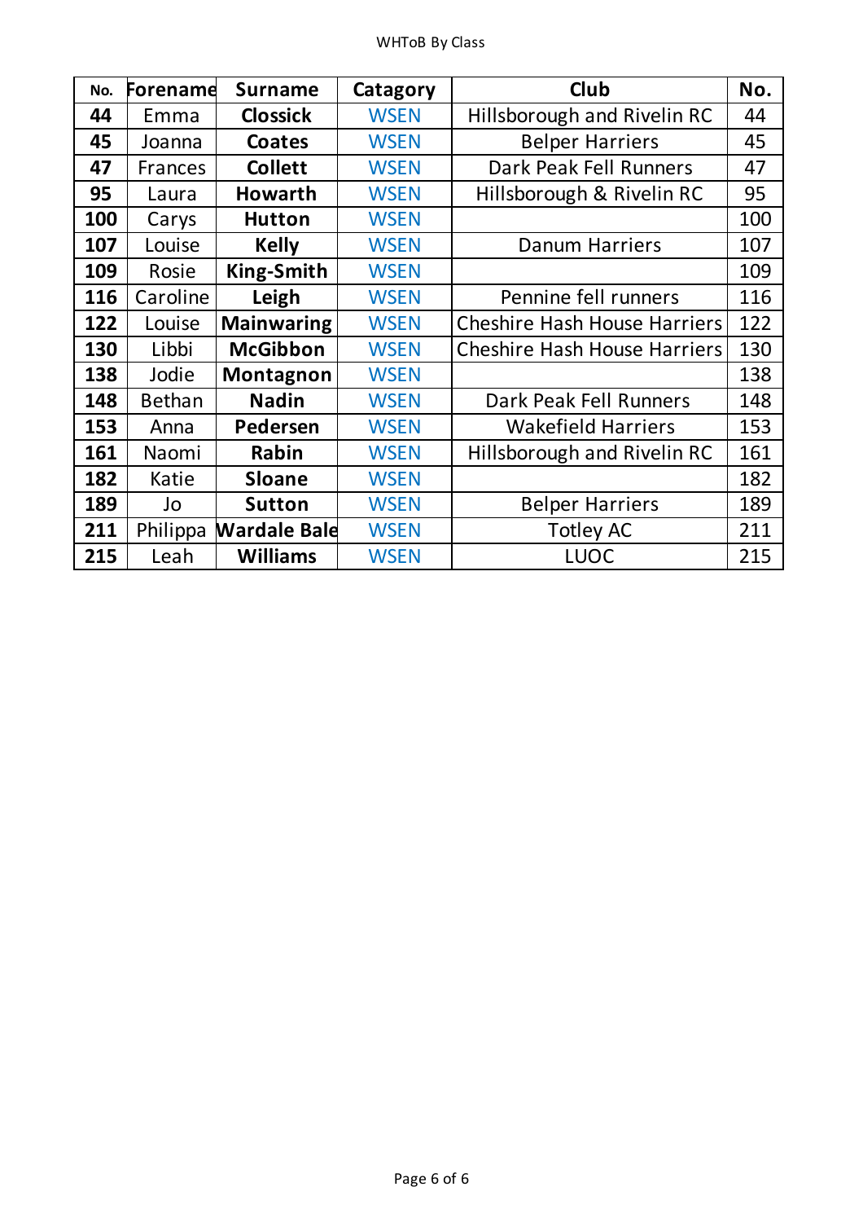| No. | Forename | Surname | Catagory | Club | No. |
|---|---|---|---|---|---|
| **44** | Emma | **Clossick** | WSEN | Hillsborough and Rivelin RC | 44 |
| **45** | Joanna | **Coates** | WSEN | Belper Harriers | 45 |
| **47** | Frances | **Collett** | WSEN | Dark Peak Fell Runners | 47 |
| **95** | Laura | **Howarth** | WSEN | Hillsborough & Rivelin RC | 95 |
| **100** | Carys | **Hutton** | WSEN | | 100 |
| **107** | Louise | **Kelly** | WSEN | Danum Harriers | 107 |
| **109** | Rosie | **King-Smith** | WSEN | | 109 |
| **116** | Caroline | **Leigh** | WSEN | Pennine fell runners | 116 |
| **122** | Louise | **Mainwaring** | WSEN | Cheshire Hash House Harriers | 122 |
| **130** | Libbi | **McGibbon** | WSEN | Cheshire Hash House Harriers | 130 |
| **138** | Jodie | **Montagnon** | WSEN | | 138 |
| **148** | Bethan | **Nadin** | WSEN | Dark Peak Fell Runners | 148 |
| **153** | Anna | **Pedersen** | WSEN | Wakefield Harriers | 153 |
| **161** | Naomi | **Rabin** | WSEN | Hillsborough and Rivelin RC | 161 |
| **182** | Katie | **Sloane** | WSEN | | 182 |
| **189** | Jo | **Sutton** | WSEN | Belper Harriers | 189 |
| **211** | Philippa | **Wardale Bale** | WSEN | Totley AC | 211 |
| **215** | Leah | **Williams** | WSEN | LUOC | 215 |